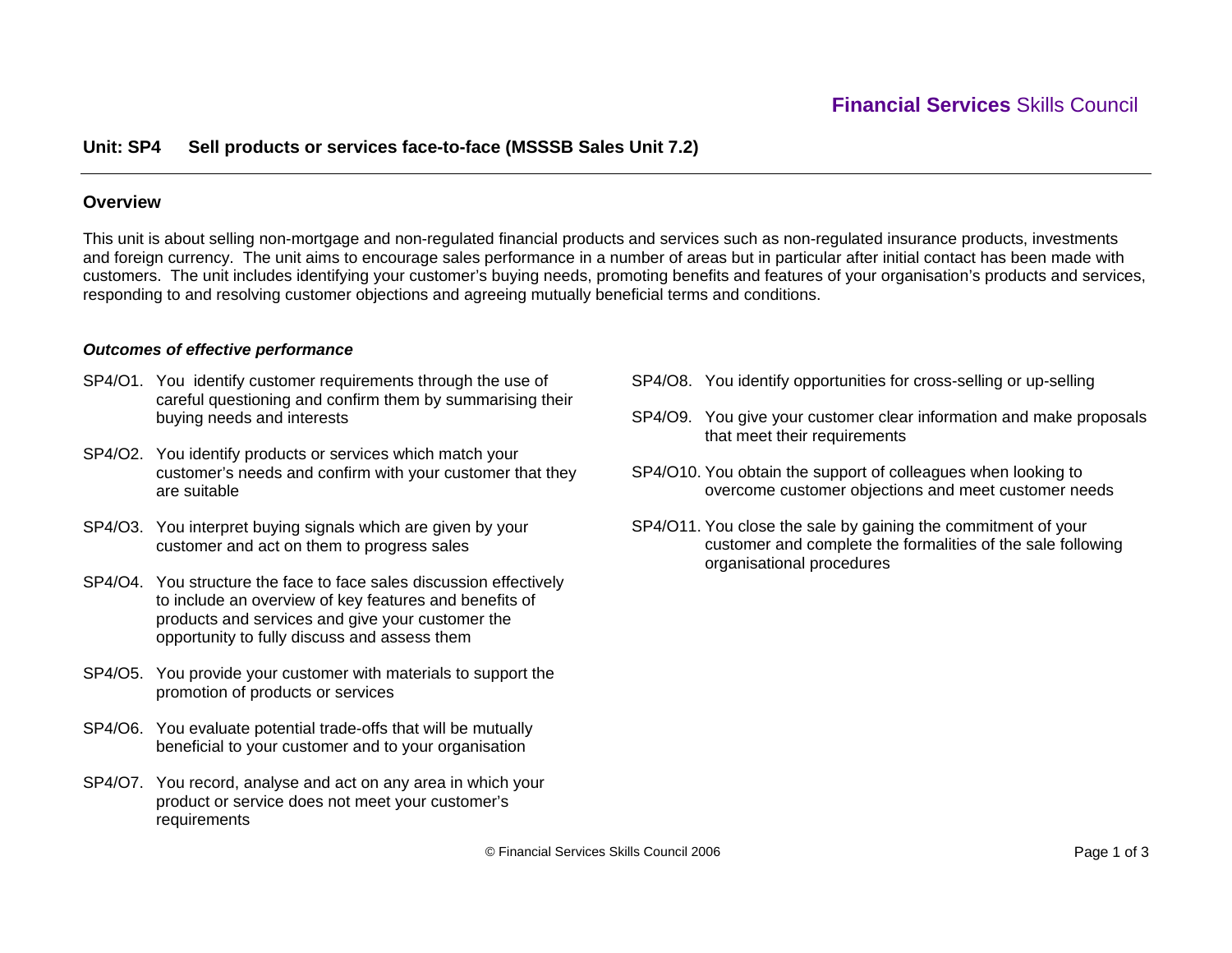Financial Services Skills Council

## Unit: SP4 Sell products or services face-to-face (MSSSB Sales Unit 7.2)

### Overview

This unit is about selling non-mortgage and non-regulated financial products and services such as non-regulated insurance products, investments and foreign currency. The unit aims to encourage sales performance in a number of areas but in particular after initial contact has been made with customers. The unit includes identifying your customer's buying needs, promoting benefits and features of your organisation's products and services, responding to and resolving customer objections and agreeing mutually beneficial terms and conditions.

#### *Outcomes of effective performance*

- SP4/O1. You identify customer requirements through the use of careful questioning and confirm them by summarising their buying needs and interests
- SP4/O2. You identify products or services which match your customer's needs and confirm with your customer that they are suitable
- SP4/O3. You interpret buying signals which are given by your customer and act on them to progress sales
- SP4/O4. You structure the face to face sales discussion effectively to include an overview of key features and benefits of products and services and give your customer the opportunity to fully discuss and assess them
- SP4/O5. You provide your customer with materials to support the promotion of products or services
- SP4/O6. You evaluate potential trade-offs that will be mutually beneficial to your customer and to your organisation
- SP4/O7. You record, analyse and act on any area in which your product or service does not meet your customer's requirements
- SP4/O8. You identify opportunities for cross-selling or up-selling
- SP4/O9. You give your customer clear information and make proposals that meet their requirements
- SP4/O10. You obtain the support of colleagues when looking to overcome customer objections and meet customer needs
- SP4/O11. You close the sale by gaining the commitment of your customer and complete the formalities of the sale following organisational procedures

© Financial Services Skills Council 2006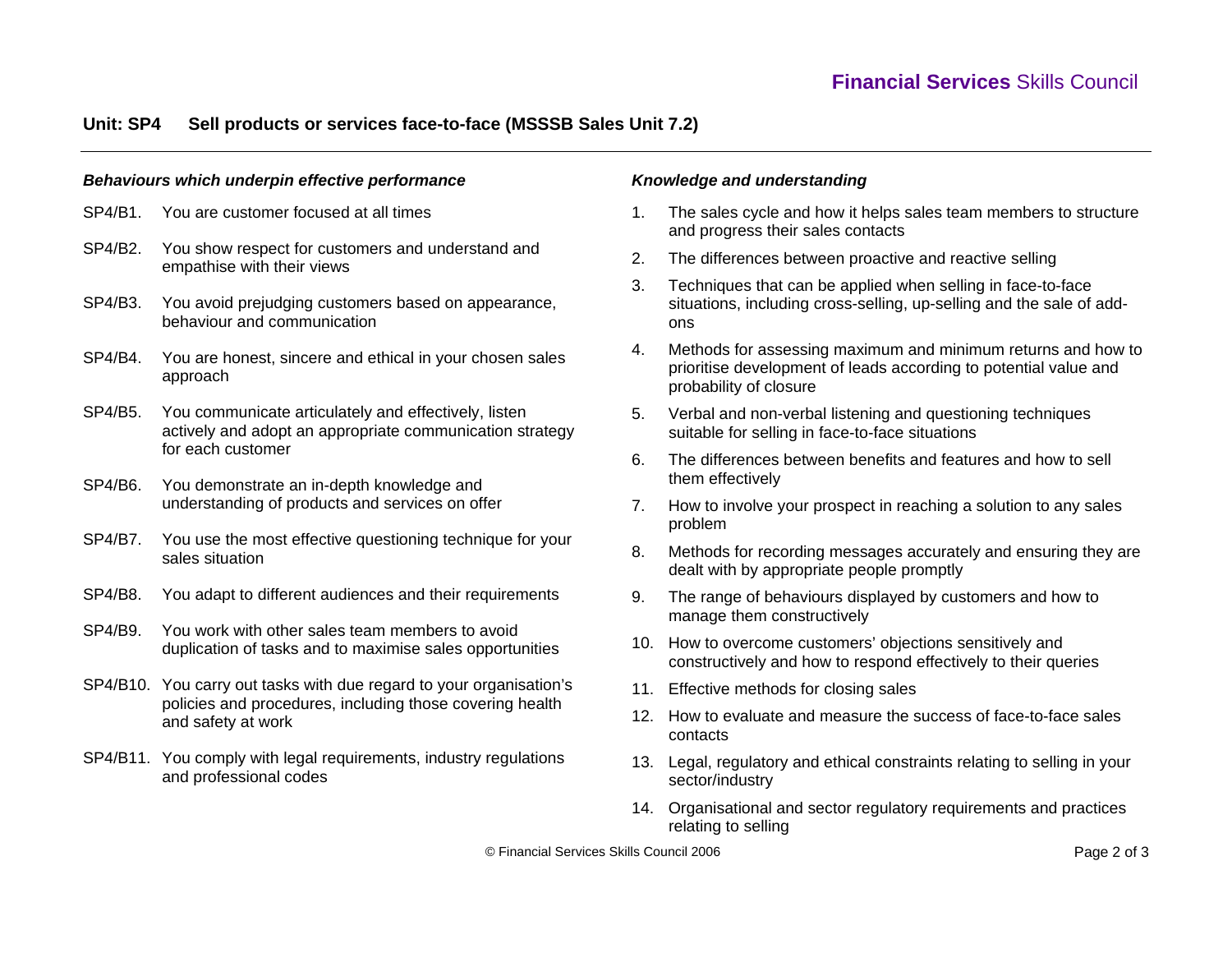## Unit: SP4 Sell products or services face-to-face (MSSSB Sales Unit 7.2)

### *Behaviours which underpin effective performance*

- SP4/B1. You are customer focused at all times
- SP4/B2. You show respect for customers and understand and empathise with their views
- SP4/B3. You avoid prejudging customers based on appearance, behaviour and communication
- SP4/B4. You are honest, sincere and ethical in your chosen sales approach
- SP4/B5. You communicate articulately and effectively, listen actively and adopt an appropriate communication strategy for each customer
- SP4/B6. You demonstrate an in-depth knowledge and understanding of products and services on offer
- SP4/B7. You use the most effective questioning technique for your sales situation
- SP4/B8. You adapt to different audiences and their requirements
- SP4/B9. You work with other sales team members to avoid duplication of tasks and to maximise sales opportunities
- SP4/B10. You carry out tasks with due regard to your organisation's policies and procedures, including those covering health and safety at work
- SP4/B11. You comply with legal requirements, industry regulations and professional codes

### *Knowledge and understanding*

1. The sales cycle and how it helps sales team members to structure and progress their sales contacts
2. The differences between proactive and reactive selling
3. Techniques that can be applied when selling in face-to-face situations, including cross-selling, up-selling and the sale of add-ons
4. Methods for assessing maximum and minimum returns and how to prioritise development of leads according to potential value and probability of closure
5. Verbal and non-verbal listening and questioning techniques suitable for selling in face-to-face situations
6. The differences between benefits and features and how to sell them effectively
7. How to involve your prospect in reaching a solution to any sales problem
8. Methods for recording messages accurately and ensuring they are dealt with by appropriate people promptly
9. The range of behaviours displayed by customers and how to manage them constructively
10. How to overcome customers' objections sensitively and constructively and how to respond effectively to their queries
11. Effective methods for closing sales
12. How to evaluate and measure the success of face-to-face sales contacts
13. Legal, regulatory and ethical constraints relating to selling in your sector/industry
14. Organisational and sector regulatory requirements and practices relating to selling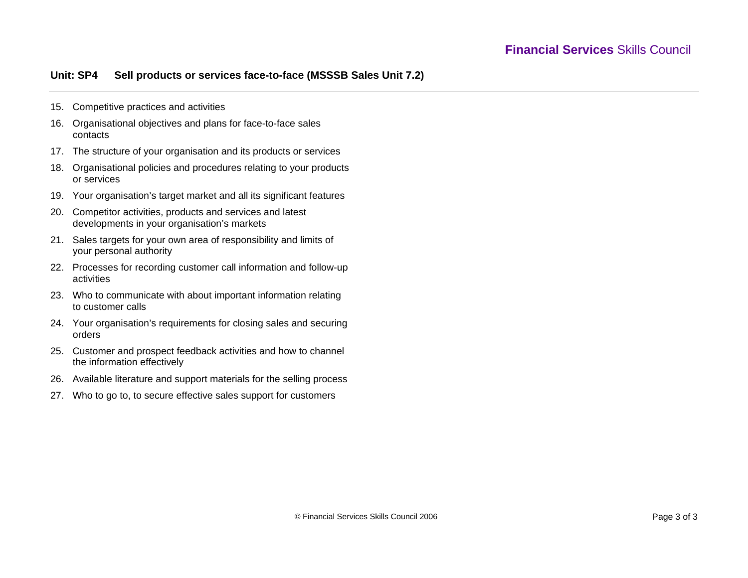15. Competitive practices and activities
16. Organisational objectives and plans for face-to-face sales contacts
17. The structure of your organisation and its products or services
18. Organisational policies and procedures relating to your products or services
19. Your organisation's target market and all its significant features
20. Competitor activities, products and services and latest developments in your organisation's markets
21. Sales targets for your own area of responsibility and limits of your personal authority
22. Processes for recording customer call information and follow-up activities
23. Who to communicate with about important information relating to customer calls
24. Your organisation's requirements for closing sales and securing orders
25. Customer and prospect feedback activities and how to channel the information effectively
26. Available literature and support materials for the selling process
27. Who to go to, to secure effective sales support for customers